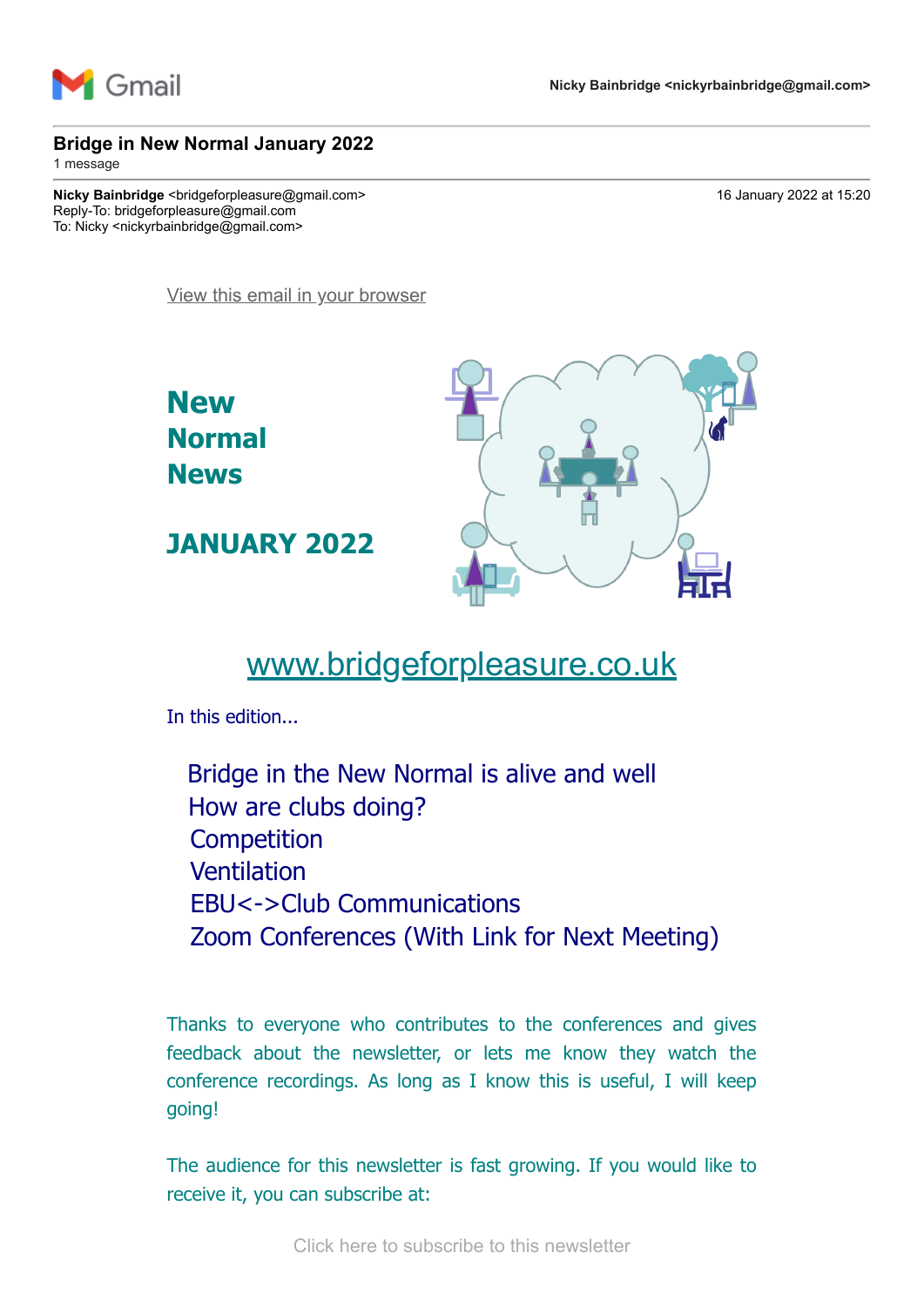Gmail Nicky Bainbridge <nickyrbainbridge@gmail.com>

# Bridge in New Normal January 2022

1 message

**Nicky Bainbridge** <bridgeforpleasure@gmail.com> 16 January 2022 at 15:20
Reply-To: bridgeforpleasure@gmail.com
To: Nicky <nickyrbainbridge@gmail.com>

View this email in your browser

## New Normal News

## JANUARY 2022

www.bridgeforpleasure.co.uk

In this edition...

- Bridge in the New Normal is alive and well
- How are clubs doing?
- Competition
- Ventilation
- EBU<->Club Communications
- Zoom Conferences (With Link for Next Meeting)

Thanks to everyone who contributes to the conferences and gives feedback about the newsletter, or lets me know they watch the conference recordings. As long as I know this is useful, I will keep going!

The audience for this newsletter is fast growing. If you would like to receive it, you can subscribe at:

Click here to subscribe to this newsletter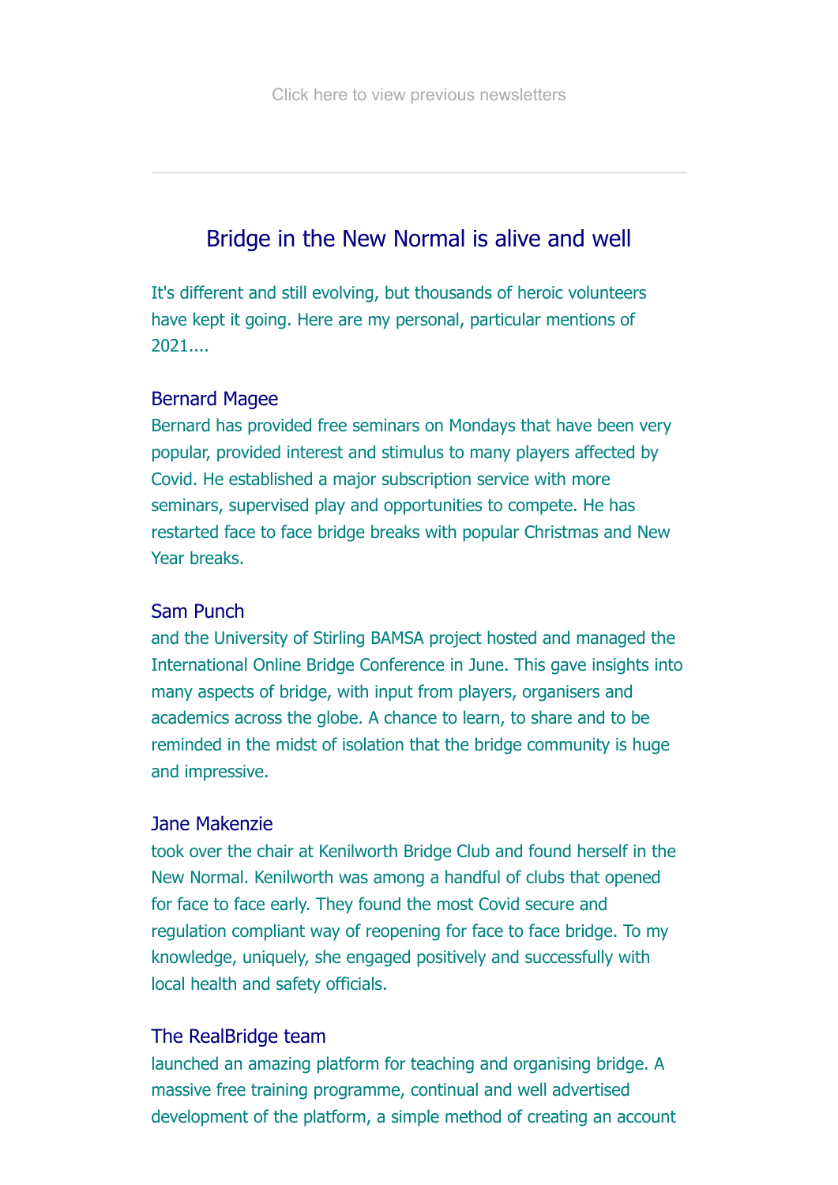Click here to view previous newsletters

---

## Bridge in the New Normal is alive and well

It's different and still evolving, but thousands of heroic volunteers have kept it going. Here are my personal, particular mentions of 2021....

### Bernard Magee

Bernard has provided free seminars on Mondays that have been very popular, provided interest and stimulus to many players affected by Covid. He established a major subscription service with more seminars, supervised play and opportunities to compete. He has restarted face to face bridge breaks with popular Christmas and New Year breaks.

### Sam Punch

and the University of Stirling BAMSA project hosted and managed the International Online Bridge Conference in June. This gave insights into many aspects of bridge, with input from players, organisers and academics across the globe. A chance to learn, to share and to be reminded in the midst of isolation that the bridge community is huge and impressive.

### Jane Makenzie

took over the chair at Kenilworth Bridge Club and found herself in the New Normal. Kenilworth was among a handful of clubs that opened for face to face early. They found the most Covid secure and regulation compliant way of reopening for face to face bridge. To my knowledge, uniquely, she engaged positively and successfully with local health and safety officials.

### The RealBridge team

launched an amazing platform for teaching and organising bridge. A massive free training programme, continual and well advertised development of the platform, a simple method of creating an account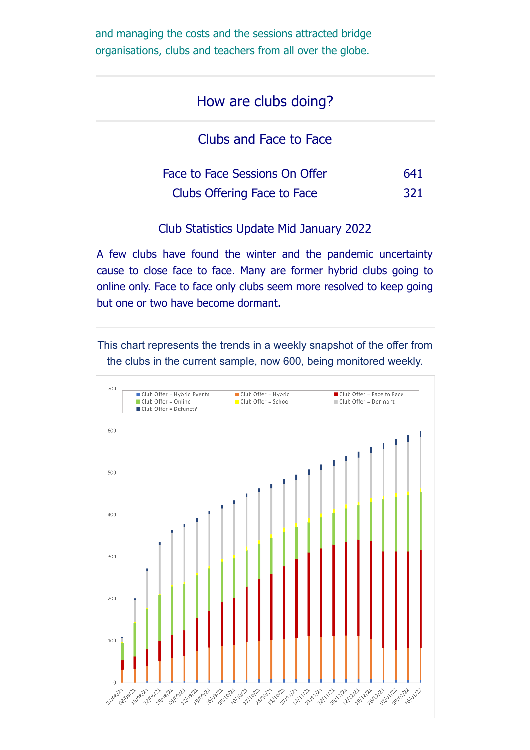and managing the costs and the sessions attracted bridge organisations, clubs and teachers from all over the globe.

## How are clubs doing?

### Clubs and Face to Face

| | |
|---|---|
| Face to Face Sessions On Offer | 641 |
| Clubs Offering Face to Face | 321 |

### Club Statistics Update Mid January 2022

A few clubs have found the winter and the pandemic uncertainty cause to close face to face. Many are former hybrid clubs going to online only. Face to face only clubs seem more resolved to keep going but one or two have become dormant.

This chart represents the trends in a weekly snapshot of the offer from the clubs in the current sample, now 600, being monitored weekly.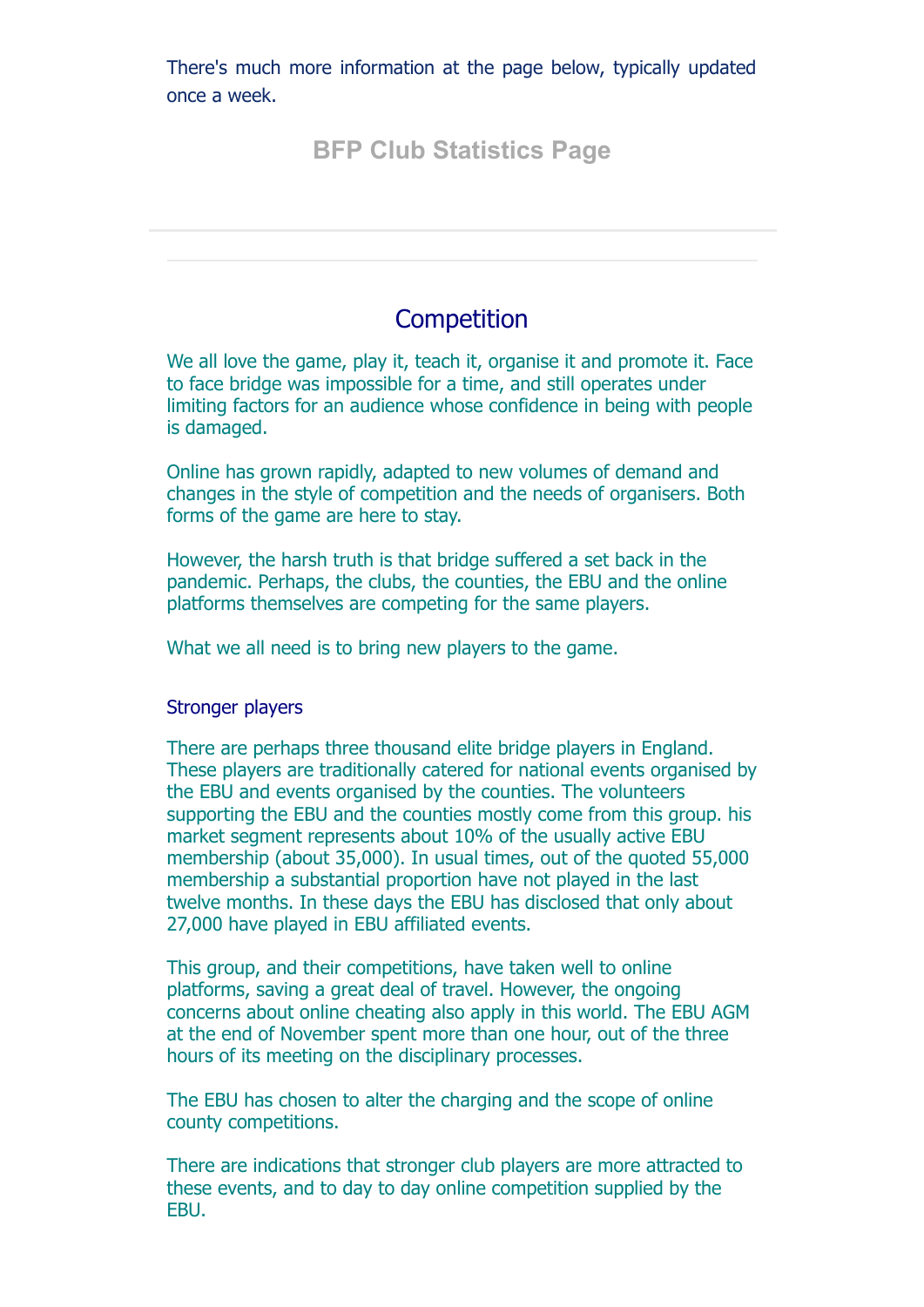There's much more information at the page below, typically updated once a week.

**BFP Club Statistics Page**

---

## Competition

We all love the game, play it, teach it, organise it and promote it. Face to face bridge was impossible for a time, and still operates under limiting factors for an audience whose confidence in being with people is damaged.

Online has grown rapidly, adapted to new volumes of demand and changes in the style of competition and the needs of organisers. Both forms of the game are here to stay.

However, the harsh truth is that bridge suffered a set back in the pandemic. Perhaps, the clubs, the counties, the EBU and the online platforms themselves are competing for the same players.

What we all need is to bring new players to the game.

### Stronger players

There are perhaps three thousand elite bridge players in England. These players are traditionally catered for national events organised by the EBU and events organised by the counties. The volunteers supporting the EBU and the counties mostly come from this group. his market segment represents about 10% of the usually active EBU membership (about 35,000). In usual times, out of the quoted 55,000 membership a substantial proportion have not played in the last twelve months. In these days the EBU has disclosed that only about 27,000 have played in EBU affiliated events.

This group, and their competitions, have taken well to online platforms, saving a great deal of travel. However, the ongoing concerns about online cheating also apply in this world. The EBU AGM at the end of November spent more than one hour, out of the three hours of its meeting on the disciplinary processes.

The EBU has chosen to alter the charging and the scope of online county competitions.

There are indications that stronger club players are more attracted to these events, and to day to day online competition supplied by the EBU.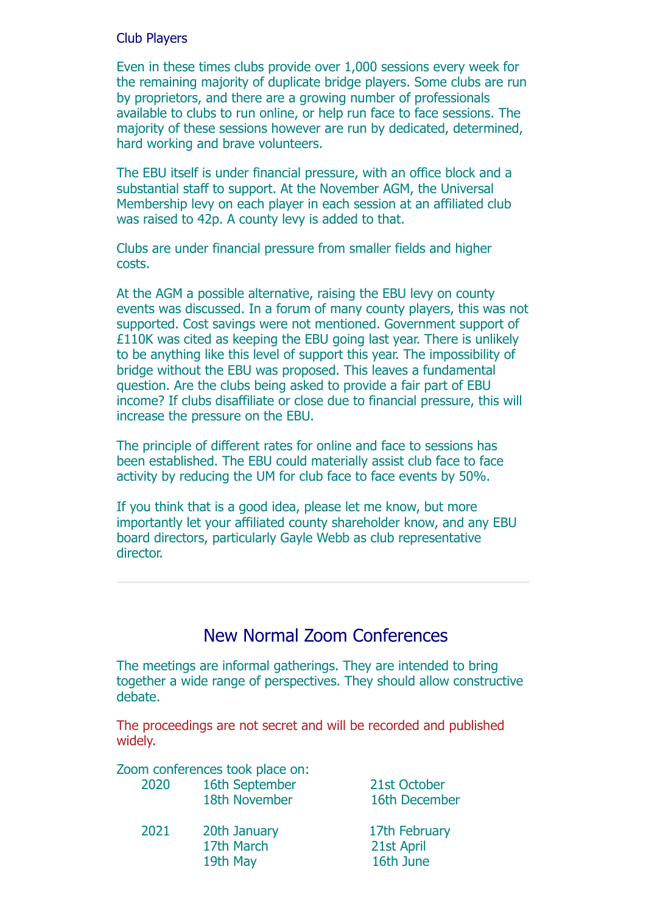### Club Players

Even in these times clubs provide over 1,000 sessions every week for the remaining majority of duplicate bridge players. Some clubs are run by proprietors, and there are a growing number of professionals available to clubs to run online, or help run face to face sessions. The majority of these sessions however are run by dedicated, determined, hard working and brave volunteers.

The EBU itself is under financial pressure, with an office block and a substantial staff to support. At the November AGM, the Universal Membership levy on each player in each session at an affiliated club was raised to 42p. A county levy is added to that.

Clubs are under financial pressure from smaller fields and higher costs.

At the AGM a possible alternative, raising the EBU levy on county events was discussed. In a forum of many county players, this was not supported. Cost savings were not mentioned. Government support of £110K was cited as keeping the EBU going last year. There is unlikely to be anything like this level of support this year. The impossibility of bridge without the EBU was proposed. This leaves a fundamental question. Are the clubs being asked to provide a fair part of EBU income? If clubs disaffiliate or close due to financial pressure, this will increase the pressure on the EBU.

The principle of different rates for online and face to sessions has been established. The EBU could materially assist club face to face activity by reducing the UM for club face to face events by 50%.

If you think that is a good idea, please let me know, but more importantly let your affiliated county shareholder know, and any EBU board directors, particularly Gayle Webb as club representative director.

---

## New Normal Zoom Conferences

The meetings are informal gatherings. They are intended to bring together a wide range of perspectives. They should allow constructive debate.

The proceedings are not secret and will be recorded and published widely.

Zoom conferences took place on:

| | | |
|---|---|---|
| 2020 | 16th September | 21st October |
| | 18th November | 16th December |
| 2021 | 20th January | 17th February |
| | 17th March | 21st April |
| | 19th May | 16th June |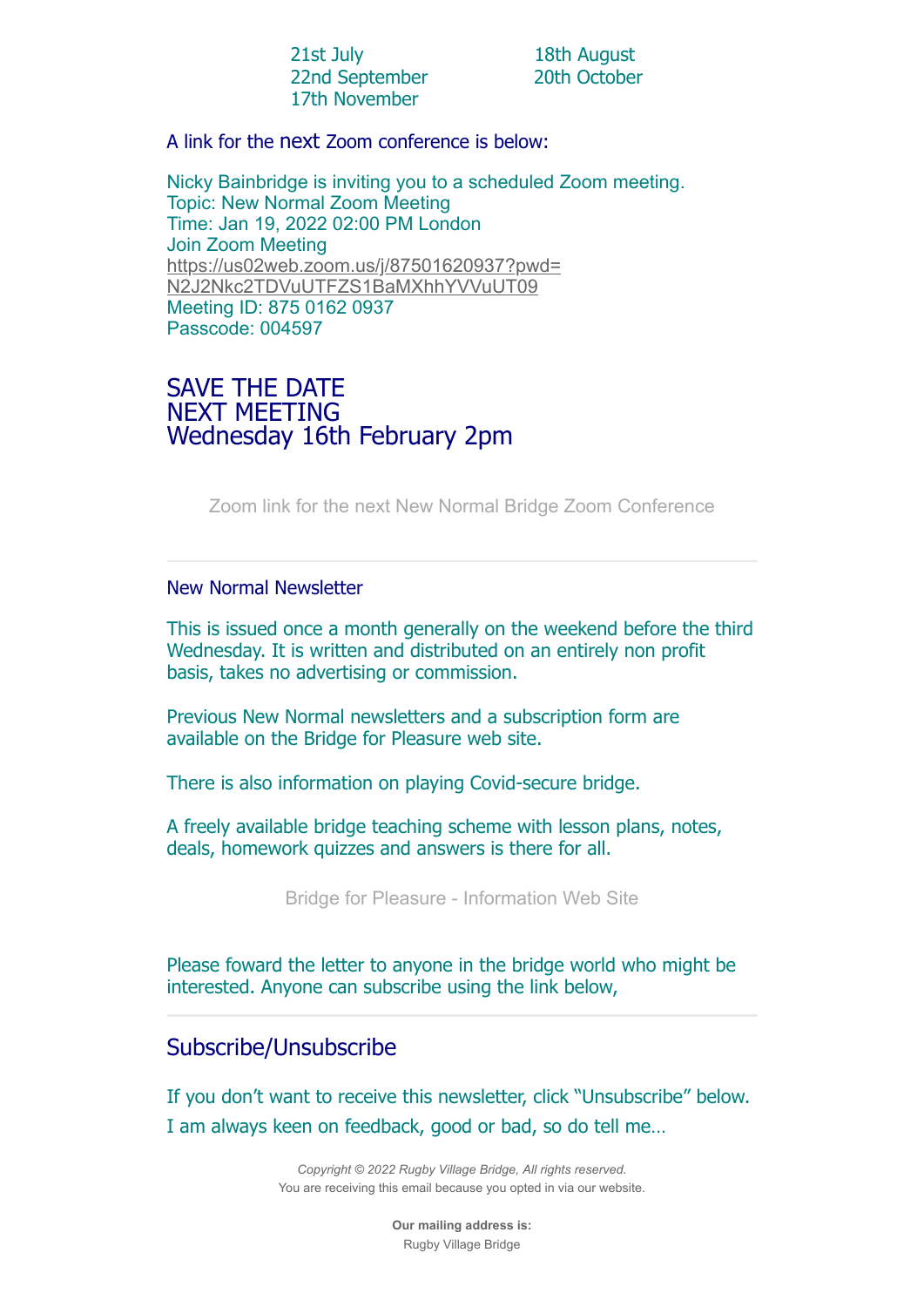21st July
18th August
22nd September
20th October
17th November

A link for the next Zoom conference is below:

Nicky Bainbridge is inviting you to a scheduled Zoom meeting.
Topic: New Normal Zoom Meeting
Time: Jan 19, 2022 02:00 PM London
Join Zoom Meeting
https://us02web.zoom.us/j/87501620937?pwd=N2J2Nkc2TDVuUTFZS1BaMXhhYVVuUT09
Meeting ID: 875 0162 0937
Passcode: 004597

## SAVE THE DATE
## NEXT MEETING
## Wednesday 16th February 2pm

Zoom link for the next New Normal Bridge Zoom Conference

---

### New Normal Newsletter

This is issued once a month generally on the weekend before the third Wednesday. It is written and distributed on an entirely non profit basis, takes no advertising or commission.

Previous New Normal newsletters and a subscription form are available on the Bridge for Pleasure web site.

There is also information on playing Covid-secure bridge.

A freely available bridge teaching scheme with lesson plans, notes, deals, homework quizzes and answers is there for all.

Bridge for Pleasure - Information Web Site

Please foward the letter to anyone in the bridge world who might be interested. Anyone can subscribe using the link below,

---

## Subscribe/Unsubscribe

If you don't want to receive this newsletter, click "Unsubscribe" below.

I am always keen on feedback, good or bad, so do tell me…

*Copyright © 2022 Rugby Village Bridge, All rights reserved.*
You are receiving this email because you opted in via our website.

**Our mailing address is:**
Rugby Village Bridge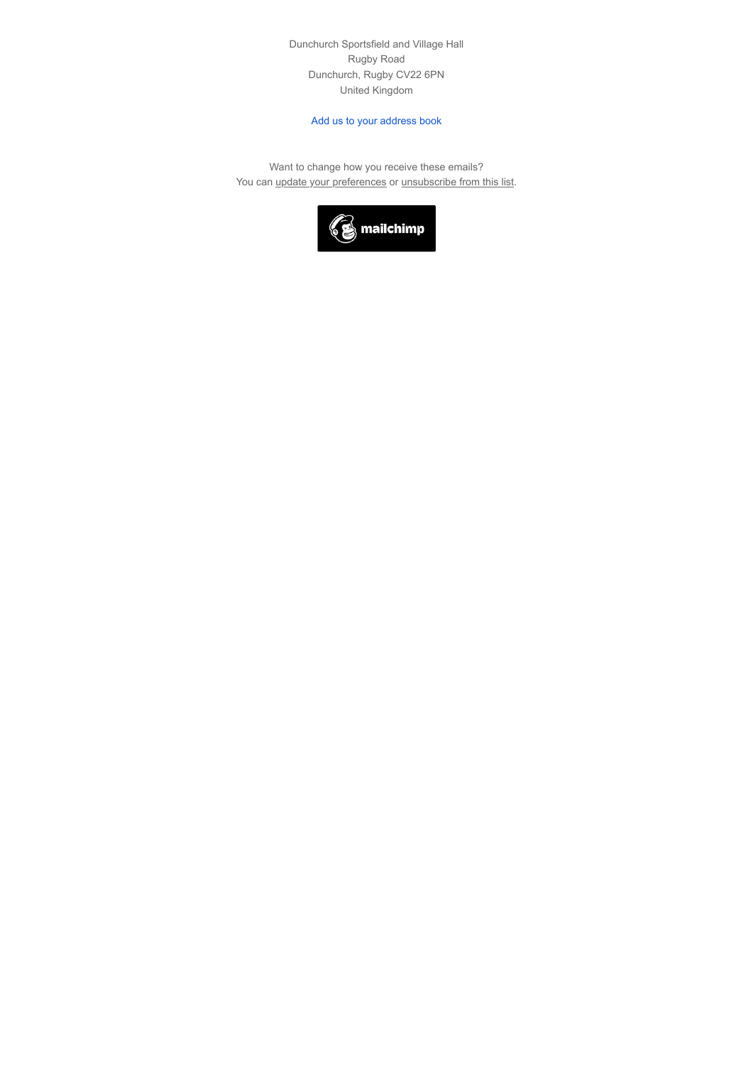Dunchurch Sportsfield and Village Hall
Rugby Road
Dunchurch, Rugby CV22 6PN
United Kingdom

Add us to your address book

Want to change how you receive these emails?
You can update your preferences or unsubscribe from this list.